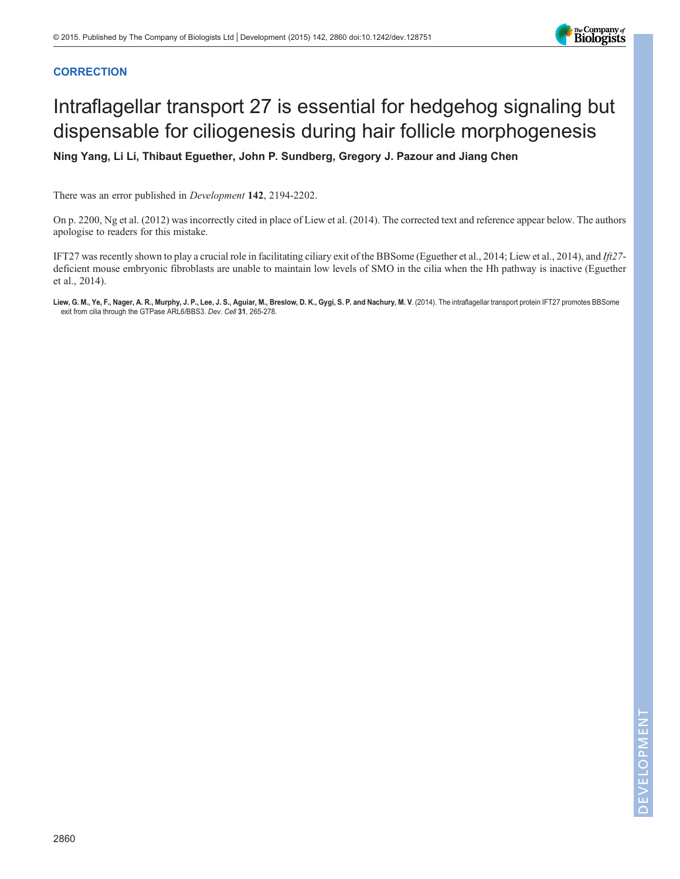**CORRECTION**

# Intraflagellar transport 27 is essential for hedgehog signaling but dispensable for ciliogenesis during hair follicle morphogenesis

**Ning Yang, Li Li, Thibaut Eguether, John P. Sundberg, Gregory J. Pazour and Jiang Chen**

There was an error published in *Development* **142**, 2194-2202.

On p. 2200, Ng et al. (2012) was incorrectly cited in place of Liew et al. (2014). The corrected text and reference appear below. The authors apologise to readers for this mistake.

IFT27 was recently shown to play a crucial role in facilitating ciliary exit of the BBSome (Eguether et al., 2014; Liew et al., 2014), and *Ift27*-deficient mouse embryonic fibroblasts are unable to maintain low levels of SMO in the cilia when the Hh pathway is inactive (Eguether et al., 2014).

**Liew, G. M., Ye, F., Nager, A. R., Murphy, J. P., Lee, J. S., Aguiar, M., Breslow, D. K., Gygi, S. P. and Nachury, M. V.** (2014). The intraflagellar transport protein IFT27 promotes BBSome exit from cilia through the GTPase ARL6/BBS3. *Dev. Cell* **31**, 265-278.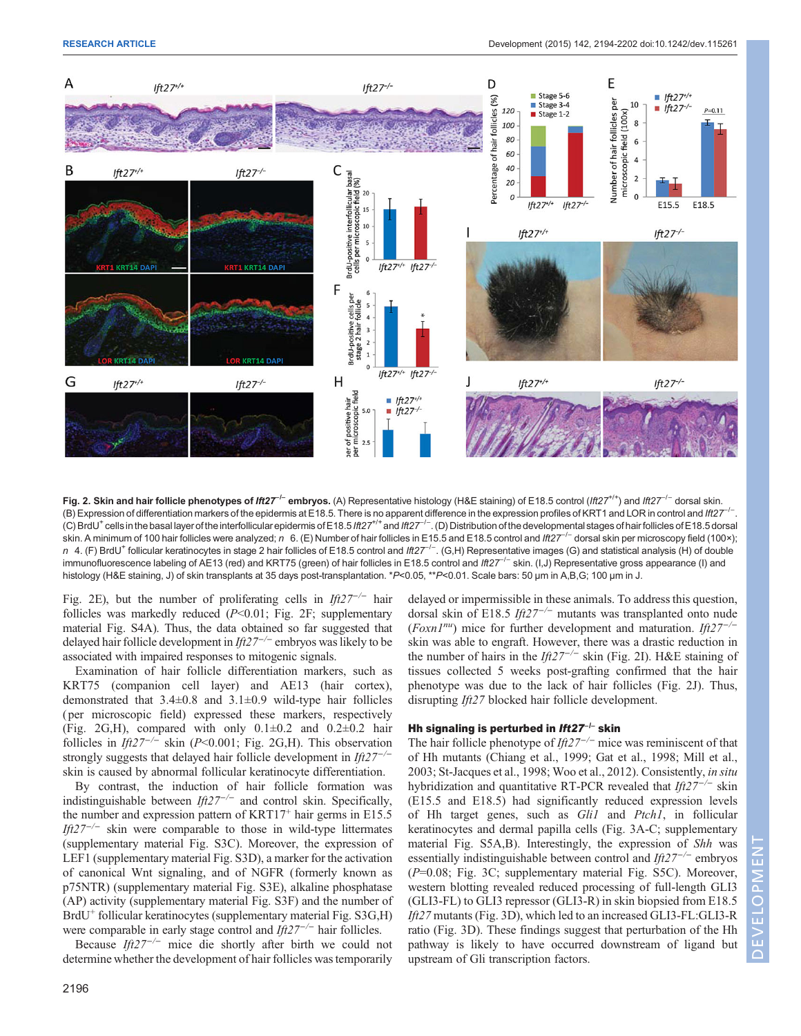**Fig. 2. Skin and hair follicle phenotypes of *Ift27*$^{-/-}$ embryos.** (A) Representative histology (H&E staining) of E18.5 control (*Ift27*$^{+/+}$) and *Ift27*$^{-/-}$ dorsal skin. (B) Expression of differentiation markers of the epidermis at E18.5. There is no apparent difference in the expression profiles of KRT1 and LOR in control and *Ift27*$^{-/-}$. (C) BrdU$^+$ cells in the basal layer of the interfollicular epidermis of E18.5 *Ift27*$^{+/+}$ and *Ift27*$^{-/-}$. (D) Distribution of the developmental stages of hair follicles of E18.5 dorsal skin. A minimum of 100 hair follicles were analyzed; *n* 6. (E) Number of hair follicles in E15.5 and E18.5 control and *Ift27*$^{-/-}$ dorsal skin per microscopy field (100×); *n* 4. (F) BrdU$^+$ follicular keratinocytes in stage 2 hair follicles of E18.5 control and *Ift27*$^{-/-}$. (G,H) Representative images (G) and statistical analysis (H) of double immunofluorescence labeling of AE13 (red) and KRT75 (green) of hair follicles in E18.5 control and *Ift27*$^{-/-}$ skin. (I,J) Representative gross appearance (I) and histology (H&E staining, J) of skin transplants at 35 days post-transplantation. *P<0.05, **P<0.01. Scale bars: 50 μm in A,B,G; 100 μm in J.

Fig. 2E), but the number of proliferating cells in *Ift27*$^{-/-}$ hair follicles was markedly reduced (P<0.01; Fig. 2F; supplementary material Fig. S4A). Thus, the data obtained so far suggested that delayed hair follicle development in *Ift27*$^{-/-}$ embryos was likely to be associated with impaired responses to mitogenic signals.

Examination of hair follicle differentiation markers, such as KRT75 (companion cell layer) and AE13 (hair cortex), demonstrated that 3.4±0.8 and 3.1±0.9 wild-type hair follicles (per microscopic field) expressed these markers, respectively (Fig. 2G,H), compared with only 0.1±0.2 and 0.2±0.2 hair follicles in *Ift27*$^{-/-}$ skin (P<0.001; Fig. 2G,H). This observation strongly suggests that delayed hair follicle development in *Ift27*$^{-/-}$ skin is caused by abnormal follicular keratinocyte differentiation.

By contrast, the induction of hair follicle formation was indistinguishable between *Ift27*$^{-/-}$ and control skin. Specifically, the number and expression pattern of KRT17$^+$ hair germs in E15.5 *Ift27*$^{-/-}$ skin were comparable to those in wild-type littermates (supplementary material Fig. S3C). Moreover, the expression of LEF1 (supplementary material Fig. S3D), a marker for the activation of canonical Wnt signaling, and of NGFR (formerly known as p75NTR) (supplementary material Fig. S3E), alkaline phosphatase (AP) activity (supplementary material Fig. S3F) and the number of BrdU$^+$ follicular keratinocytes (supplementary material Fig. S3G,H) were comparable in early stage control and *Ift27*$^{-/-}$ hair follicles.

Because *Ift27*$^{-/-}$ mice die shortly after birth we could not determine whether the development of hair follicles was temporarily delayed or impermissible in these animals. To address this question, dorsal skin of E18.5 *Ift27*$^{-/-}$ mutants was transplanted onto nude (*Foxn1*$^{nu}$) mice for further development and maturation. *Ift27*$^{-/-}$ skin was able to engraft. However, there was a drastic reduction in the number of hairs in the *Ift27*$^{-/-}$ skin (Fig. 2I). H&E staining of tissues collected 5 weeks post-grafting confirmed that the hair phenotype was due to the lack of hair follicles (Fig. 2J). Thus, disrupting *Ift27* blocked hair follicle development.

## Hh signaling is perturbed in *Ift27*$^{-/-}$ skin

The hair follicle phenotype of *Ift27*$^{-/-}$ mice was reminiscent of that of Hh mutants (Chiang et al., 1999; Gat et al., 1998; Mill et al., 2003; St-Jacques et al., 1998; Woo et al., 2012). Consistently, *in situ* hybridization and quantitative RT-PCR revealed that *Ift27*$^{-/-}$ skin (E15.5 and E18.5) had significantly reduced expression levels of Hh target genes, such as *Gli1* and *Ptch1*, in follicular keratinocytes and dermal papilla cells (Fig. 3A-C; supplementary material Fig. S5A,B). Interestingly, the expression of *Shh* was essentially indistinguishable between control and *Ift27*$^{-/-}$ embryos (P=0.08; Fig. 3C; supplementary material Fig. S5C). Moreover, western blotting revealed reduced processing of full-length GLI3 (GLI3-FL) to GLI3 repressor (GLI3-R) in skin biopsied from E18.5 *Ift27* mutants (Fig. 3D), which led to an increased GLI3-FL:GLI3-R ratio (Fig. 3D). These findings suggest that perturbation of the Hh pathway is likely to have occurred downstream of ligand but upstream of Gli transcription factors.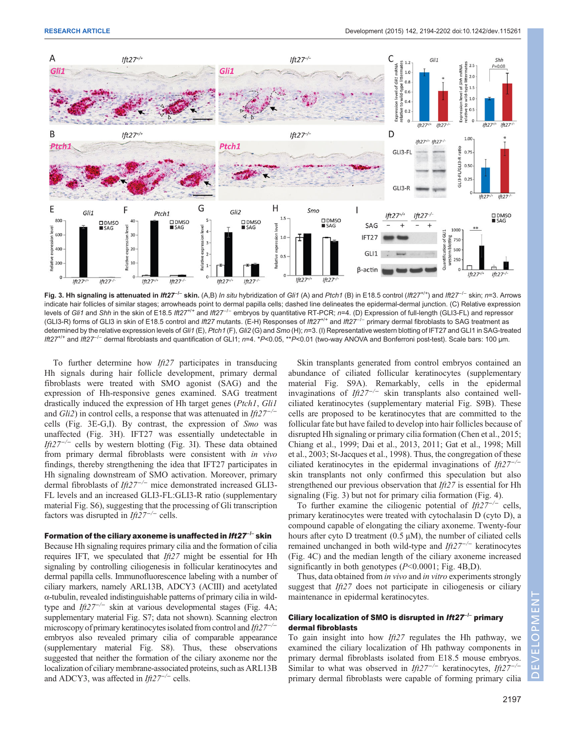**Fig. 3. Hh signaling is attenuated in *Ift27*$^{-/-}$ skin.** (A,B) *In situ* hybridization of *Gli1* (A) and *Ptch1* (B) in E18.5 control (*Ift27*$^{+/+}$) and *Ift27*$^{-/-}$ skin; *n*=3. Arrows indicate hair follicles of similar stages; arrowheads point to dermal papilla cells; dashed line delineates the epidermal-dermal junction. (C) Relative expression levels of *Gli1* and *Shh* in the skin of E18.5 *Ift27*$^{+/+}$ and *Ift27*$^{-/-}$ embryos by quantitative RT-PCR; *n*=4. (D) Expression of full-length (GLI3-FL) and repressor (GLI3-R) forms of GLI3 in skin of E18.5 control and *Ift27* mutants. (E-H) Responses of *Ift27*$^{+/+}$ and *Ift27*$^{-/-}$ primary dermal fibroblasts to SAG treatment as determined by the relative expression levels of *Gli1* (E), *Ptch1* (F), *Gli2* (G) and *Smo* (H); *n*=3. (I) Representative western blotting of IFT27 and GLI1 in SAG-treated *Ift27*$^{+/+}$ and *Ift27*$^{-/-}$ dermal fibroblasts and quantification of GLI1; *n*=4. \**P*<0.05, \*\**P*<0.01 (two-way ANOVA and Bonferroni post-test). Scale bars: 100 μm.

To further determine how *Ift27* participates in transducing Hh signals during hair follicle development, primary dermal fibroblasts were treated with SMO agonist (SAG) and the expression of Hh-responsive genes examined. SAG treatment drastically induced the expression of Hh target genes (*Ptch1*, *Gli1* and *Gli2*) in control cells, a response that was attenuated in *Ift27*$^{-/-}$ cells (Fig. 3E-G,I). By contrast, the expression of *Smo* was unaffected (Fig. 3H). IFT27 was essentially undetectable in *Ift27*$^{-/-}$ cells by western blotting (Fig. 3I). These data obtained from primary dermal fibroblasts were consistent with *in vivo* findings, thereby strengthening the idea that IFT27 participates in Hh signaling downstream of SMO activation. Moreover, primary dermal fibroblasts of *Ift27*$^{-/-}$ mice demonstrated increased GLI3-FL levels and an increased GLI3-FL:GLI3-R ratio (supplementary material Fig. S6), suggesting that the processing of Gli transcription factors was disrupted in *Ift27*$^{-/-}$ cells.

### Formation of the ciliary axoneme is unaffected in *Ift27*$^{-/-}$ skin

Because Hh signaling requires primary cilia and the formation of cilia requires IFT, we speculated that *Ift27* might be essential for Hh signaling by controlling ciliogenesis in follicular keratinocytes and dermal papilla cells. Immunofluorescence labeling with a number of ciliary markers, namely ARL13B, ADCY3 (ACIII) and acetylated α-tubulin, revealed indistinguishable patterns of primary cilia in wild-type and *Ift27*$^{-/-}$ skin at various developmental stages (Fig. 4A; supplementary material Fig. S7; data not shown). Scanning electron microscopy of primary keratinocytes isolated from control and *Ift27*$^{-/-}$ embryos also revealed primary cilia of comparable appearance (supplementary material Fig. S8). Thus, these observations suggested that neither the formation of the ciliary axoneme nor the localization of ciliary membrane-associated proteins, such as ARL13B and ADCY3, was affected in *Ift27*$^{-/-}$ cells.

Skin transplants generated from control embryos contained an abundance of ciliated follicular keratinocytes (supplementary material Fig. S9A). Remarkably, cells in the epidermal invaginations of *Ift27*$^{-/-}$ skin transplants also contained well-ciliated keratinocytes (supplementary material Fig. S9B). These cells are proposed to be keratinocytes that are committed to the follicular fate but have failed to develop into hair follicles because of disrupted Hh signaling or primary cilia formation (Chen et al., 2015; Chiang et al., 1999; Dai et al., 2013, 2011; Gat et al., 1998; Mill et al., 2003; St-Jacques et al., 1998). Thus, the congregation of these ciliated keratinocytes in the epidermal invaginations of *Ift27*$^{-/-}$ skin transplants not only confirmed this speculation but also strengthened our previous observation that *Ift27* is essential for Hh signaling (Fig. 3) but not for primary cilia formation (Fig. 4).

To further examine the ciliogenic potential of *Ift27*$^{-/-}$ cells, primary keratinocytes were treated with cytochalasin D (cyto D), a compound capable of elongating the ciliary axoneme. Twenty-four hours after cyto D treatment (0.5 µM), the number of ciliated cells remained unchanged in both wild-type and *Ift27*$^{-/-}$ keratinocytes (Fig. 4C) and the median length of the ciliary axoneme increased significantly in both genotypes (*P*<0.0001; Fig. 4B,D).

Thus, data obtained from *in vivo* and *in vitro* experiments strongly suggest that *Ift27* does not participate in ciliogenesis or ciliary maintenance in epidermal keratinocytes.

### Ciliary localization of SMO is disrupted in *Ift27*$^{-/-}$ primary dermal fibroblasts

To gain insight into how *Ift27* regulates the Hh pathway, we examined the ciliary localization of Hh pathway components in primary dermal fibroblasts isolated from E18.5 mouse embryos. Similar to what was observed in *Ift27*$^{-/-}$ keratinocytes, *Ift27*$^{-/-}$ primary dermal fibroblasts were capable of forming primary cilia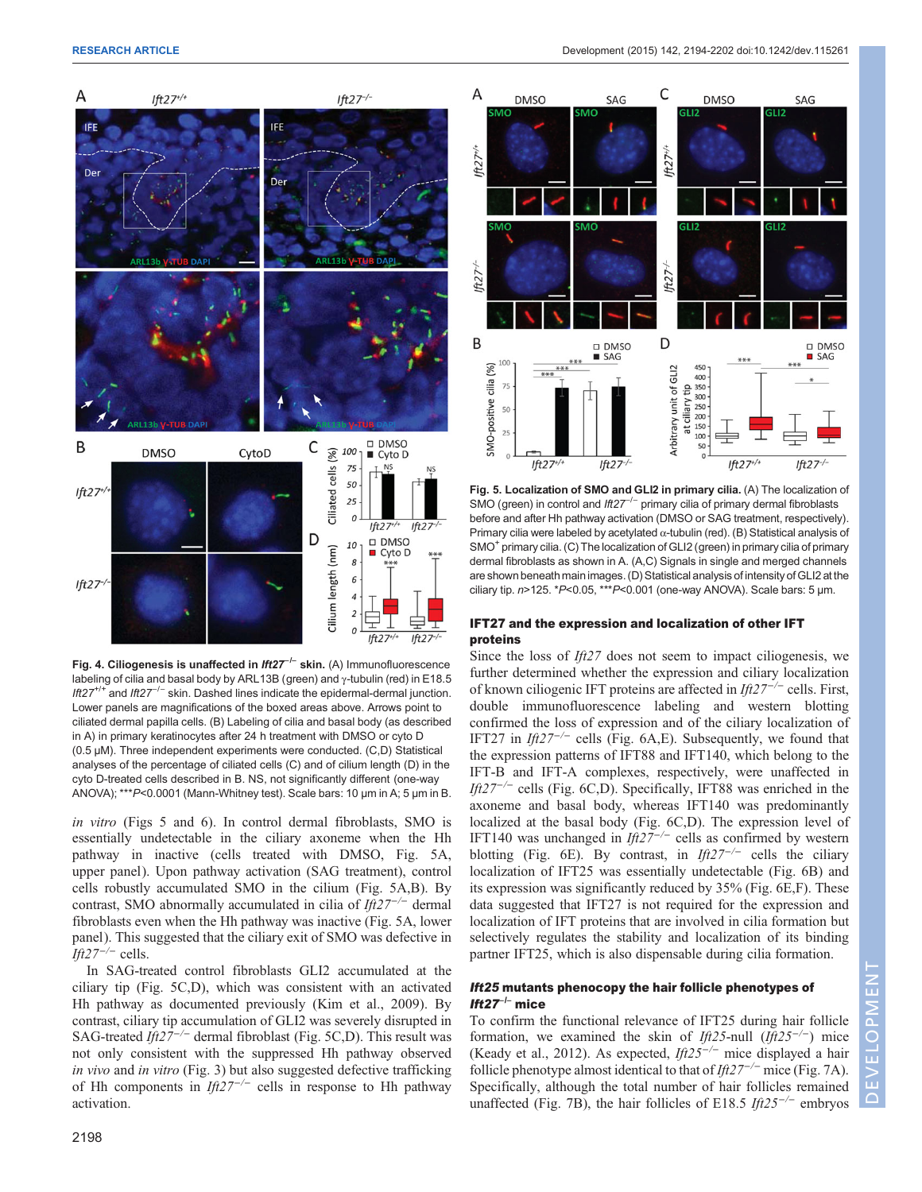**Fig. 4. Ciliogenesis is unaffected in *Ift27*$^{-/-}$ skin.** (A) Immunofluorescence labeling of cilia and basal body by ARL13B (green) and γ-tubulin (red) in E18.5 *Ift27*$^{+/+}$ and *Ift27*$^{-/-}$ skin. Dashed lines indicate the epidermal-dermal junction. Lower panels are magnifications of the boxed areas above. Arrows point to ciliated dermal papilla cells. (B) Labeling of cilia and basal body (as described in A) in primary keratinocytes after 24 h treatment with DMSO or cyto D (0.5 μM). Three independent experiments were conducted. (C,D) Statistical analyses of the percentage of ciliated cells (C) and of cilium length (D) in the cyto D-treated cells described in B. NS, not significantly different (one-way ANOVA); \*\*\*$P<0.0001$ (Mann-Whitney test). Scale bars: 10 μm in A; 5 μm in B.

*in vitro* (Figs 5 and 6). In control dermal fibroblasts, SMO is essentially undetectable in the ciliary axoneme when the Hh pathway in inactive (cells treated with DMSO, Fig. 5A, upper panel). Upon pathway activation (SAG treatment), control cells robustly accumulated SMO in the cilium (Fig. 5A,B). By contrast, SMO abnormally accumulated in cilia of *Ift27*$^{-/-}$ dermal fibroblasts even when the Hh pathway was inactive (Fig. 5A, lower panel). This suggested that the ciliary exit of SMO was defective in *Ift27*$^{-/-}$ cells.

In SAG-treated control fibroblasts GLI2 accumulated at the ciliary tip (Fig. 5C,D), which was consistent with an activated Hh pathway as documented previously (Kim et al., 2009). By contrast, ciliary tip accumulation of GLI2 was severely disrupted in SAG-treated *Ift27*$^{-/-}$ dermal fibroblast (Fig. 5C,D). This result was not only consistent with the suppressed Hh pathway observed *in vivo* and *in vitro* (Fig. 3) but also suggested defective trafficking of Hh components in *Ift27*$^{-/-}$ cells in response to Hh pathway activation.

**Fig. 5. Localization of SMO and GLI2 in primary cilia.** (A) The localization of SMO (green) in control and *Ift27*$^{-/-}$ primary cilia of primary dermal fibroblasts before and after Hh pathway activation (DMSO or SAG treatment, respectively). Primary cilia were labeled by acetylated α-tubulin (red). (B) Statistical analysis of SMO$^{+}$ primary cilia. (C) The localization of GLI2 (green) in primary cilia of primary dermal fibroblasts as shown in A. (A,C) Signals in single and merged channels are shown beneath main images. (D) Statistical analysis of intensity of GLI2 at the ciliary tip. $n>125$. \*$P<0.05$, \*\*\*$P<0.001$ (one-way ANOVA). Scale bars: 5 μm.

### IFT27 and the expression and localization of other IFT proteins

Since the loss of *Ift27* does not seem to impact ciliogenesis, we further determined whether the expression and ciliary localization of known ciliogenic IFT proteins are affected in *Ift27*$^{-/-}$ cells. First, double immunofluorescence labeling and western blotting confirmed the loss of expression and of the ciliary localization of IFT27 in *Ift27*$^{-/-}$ cells (Fig. 6A,E). Subsequently, we found that the expression patterns of IFT88 and IFT140, which belong to the IFT-B and IFT-A complexes, respectively, were unaffected in *Ift27*$^{-/-}$ cells (Fig. 6C,D). Specifically, IFT88 was enriched in the axoneme and basal body, whereas IFT140 was predominantly localized at the basal body (Fig. 6C,D). The expression level of IFT140 was unchanged in *Ift27*$^{-/-}$ cells as confirmed by western blotting (Fig. 6E). By contrast, in *Ift27*$^{-/-}$ cells the ciliary localization of IFT25 was essentially undetectable (Fig. 6B) and its expression was significantly reduced by 35% (Fig. 6E,F). These data suggested that IFT27 is not required for the expression and localization of IFT proteins that are involved in cilia formation but selectively regulates the stability and localization of its binding partner IFT25, which is also dispensable during cilia formation.

### *Ift25* mutants phenocopy the hair follicle phenotypes of *Ift27*$^{-/-}$ mice

To confirm the functional relevance of IFT25 during hair follicle formation, we examined the skin of *Ift25*-null (*Ift25*$^{-/-}$) mice (Keady et al., 2012). As expected, *Ift25*$^{-/-}$ mice displayed a hair follicle phenotype almost identical to that of *Ift27*$^{-/-}$ mice (Fig. 7A). Specifically, although the total number of hair follicles remained unaffected (Fig. 7B), the hair follicles of E18.5 *Ift25*$^{-/-}$ embryos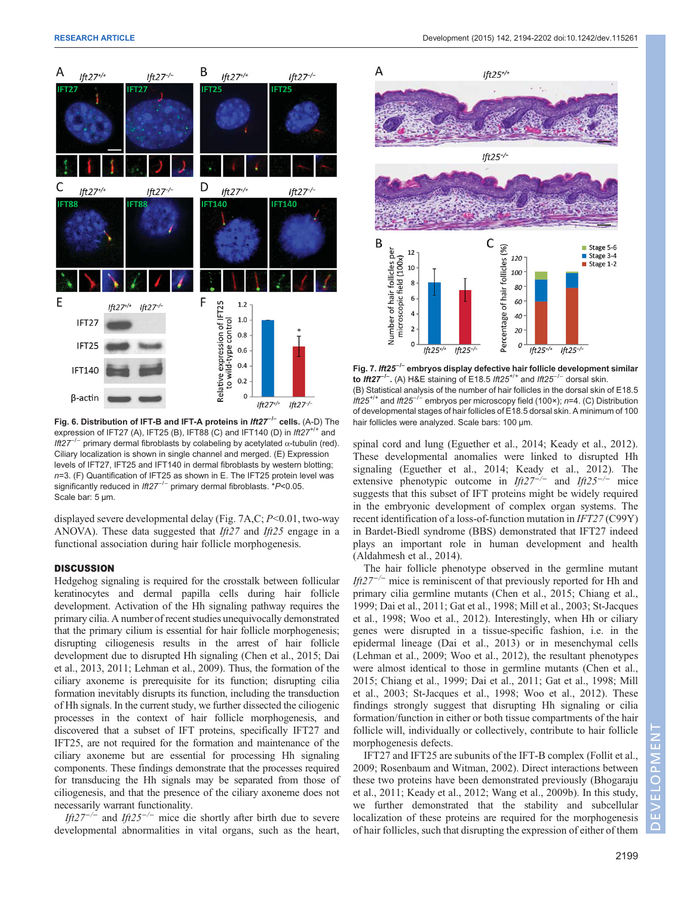**Fig. 6. Distribution of IFT-B and IFT-A proteins in *Ift27*$^{-/-}$ cells.** (A-D) The expression of IFT27 (A), IFT25 (B), IFT88 (C) and IFT140 (D) in *Ift27*$^{+/+}$ and *Ift27*$^{-/-}$ primary dermal fibroblasts by colabeling by acetylated α-tubulin (red). Ciliary localization is shown in single channel and merged. (E) Expression levels of IFT27, IFT25 and IFT140 in dermal fibroblasts by western blotting; $n$=3. (F) Quantification of IFT25 as shown in E. The IFT25 protein level was significantly reduced in *Ift27*$^{-/-}$ primary dermal fibroblasts. \*$P$<0.05. Scale bar: 5 µm.

**Fig. 7. *Ift25*$^{-/-}$ embryos display defective hair follicle development similar to *Ift27*$^{-/-}$.** (A) H&E staining of E18.5 *Ift25*$^{+/+}$ and *Ift25*$^{-/-}$ dorsal skin. (B) Statistical analysis of the number of hair follicles in the dorsal skin of E18.5 *Ift25*$^{+/+}$ and *Ift25*$^{-/-}$ embryos per microscopy field (100×); $n$=4. (C) Distribution of developmental stages of hair follicles of E18.5 dorsal skin. A minimum of 100 hair follicles were analyzed. Scale bars: 100 µm.

displayed severe developmental delay (Fig. 7A,C; $P$<0.01, two-way ANOVA). These data suggested that *Ift27* and *Ift25* engage in a functional association during hair follicle morphogenesis.

## DISCUSSION

Hedgehog signaling is required for the crosstalk between follicular keratinocytes and dermal papilla cells during hair follicle development. Activation of the Hh signaling pathway requires the primary cilia. A number of recent studies unequivocally demonstrated that the primary cilium is essential for hair follicle morphogenesis; disrupting ciliogenesis results in the arrest of hair follicle development due to disrupted Hh signaling (Chen et al., 2015; Dai et al., 2013, 2011; Lehman et al., 2009). Thus, the formation of the ciliary axoneme is prerequisite for its function; disrupting cilia formation inevitably disrupts its function, including the transduction of Hh signals. In the current study, we further dissected the ciliogenic processes in the context of hair follicle morphogenesis, and discovered that a subset of IFT proteins, specifically IFT27 and IFT25, are not required for the formation and maintenance of the ciliary axoneme but are essential for processing Hh signaling components. These findings demonstrate that the processes required for transducing the Hh signals may be separated from those of ciliogenesis, and that the presence of the ciliary axoneme does not necessarily warrant functionality.

*Ift27*$^{-/-}$ and *Ift25*$^{-/-}$ mice die shortly after birth due to severe developmental abnormalities in vital organs, such as the heart, spinal cord and lung (Eguether et al., 2014; Keady et al., 2012). These developmental anomalies were linked to disrupted Hh signaling (Eguether et al., 2014; Keady et al., 2012). The extensive phenotypic outcome in *Ift27*$^{-/-}$ and *Ift25*$^{-/-}$ mice suggests that this subset of IFT proteins might be widely required in the embryonic development of complex organ systems. The recent identification of a loss-of-function mutation in *IFT27* (C99Y) in Bardet-Biedl syndrome (BBS) demonstrated that IFT27 indeed plays an important role in human development and health (Aldahmesh et al., 2014).

The hair follicle phenotype observed in the germline mutant *Ift27*$^{-/-}$ mice is reminiscent of that previously reported for Hh and primary cilia germline mutants (Chen et al., 2015; Chiang et al., 1999; Dai et al., 2011; Gat et al., 1998; Mill et al., 2003; St-Jacques et al., 1998; Woo et al., 2012). Interestingly, when Hh or ciliary genes were disrupted in a tissue-specific fashion, i.e. in the epidermal lineage (Dai et al., 2013) or in mesenchymal cells (Lehman et al., 2009; Woo et al., 2012), the resultant phenotypes were almost identical to those in germline mutants (Chen et al., 2015; Chiang et al., 1999; Dai et al., 2011; Gat et al., 1998; Mill et al., 2003; St-Jacques et al., 1998; Woo et al., 2012). These findings strongly suggest that disrupting Hh signaling or cilia formation/function in either or both tissue compartments of the hair follicle will, individually or collectively, contribute to hair follicle morphogenesis defects.

IFT27 and IFT25 are subunits of the IFT-B complex (Follit et al., 2009; Rosenbaum and Witman, 2002). Direct interactions between these two proteins have been demonstrated previously (Bhogaraju et al., 2011; Keady et al., 2012; Wang et al., 2009b). In this study, we further demonstrated that the stability and subcellular localization of these proteins are required for the morphogenesis of hair follicles, such that disrupting the expression of either of them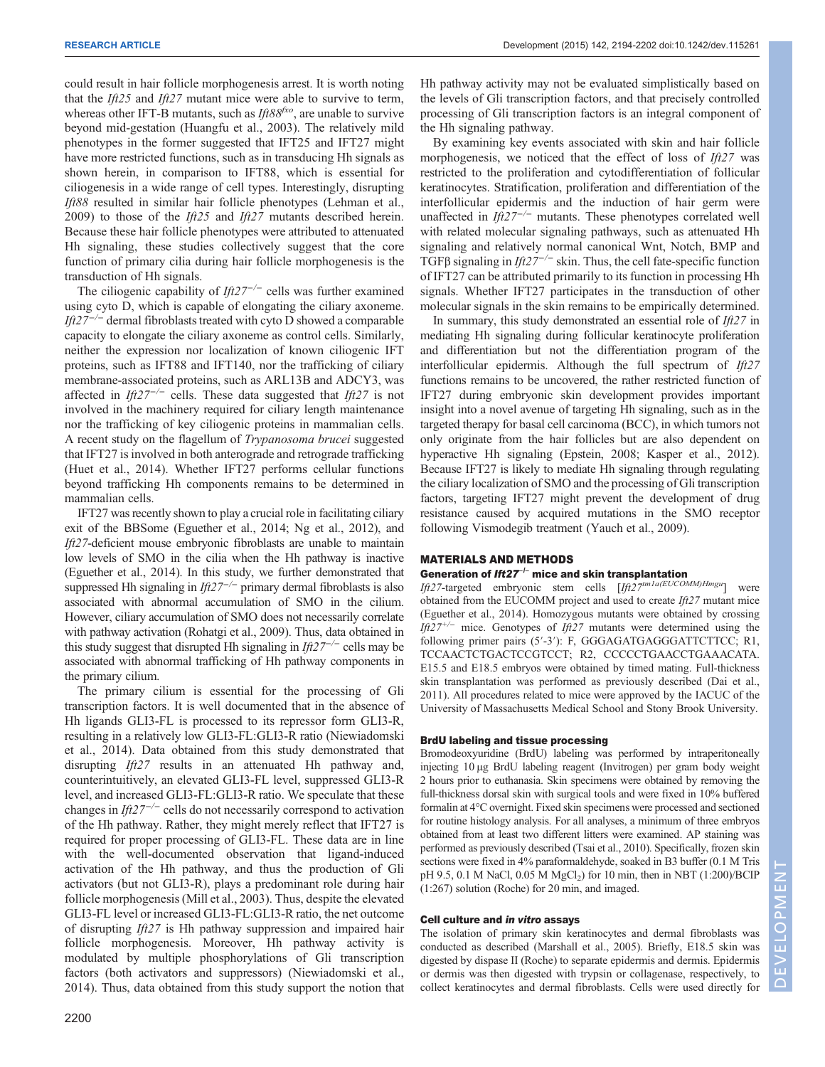could result in hair follicle morphogenesis arrest. It is worth noting that the *Ift25* and *Ift27* mutant mice were able to survive to term, whereas other IFT-B mutants, such as *Ift88*$^{fxo}$, are unable to survive beyond mid-gestation (Huangfu et al., 2003). The relatively mild phenotypes in the former suggested that IFT25 and IFT27 might have more restricted functions, such as in transducing Hh signals as shown herein, in comparison to IFT88, which is essential for ciliogenesis in a wide range of cell types. Interestingly, disrupting *Ift88* resulted in similar hair follicle phenotypes (Lehman et al., 2009) to those of the *Ift25* and *Ift27* mutants described herein. Because these hair follicle phenotypes were attributed to attenuated Hh signaling, these studies collectively suggest that the core function of primary cilia during hair follicle morphogenesis is the transduction of Hh signals.

The ciliogenic capability of *Ift27*$^{-/-}$ cells was further examined using cyto D, which is capable of elongating the ciliary axoneme. *Ift27*$^{-/-}$ dermal fibroblasts treated with cyto D showed a comparable capacity to elongate the ciliary axoneme as control cells. Similarly, neither the expression nor localization of known ciliogenic IFT proteins, such as IFT88 and IFT140, nor the trafficking of ciliary membrane-associated proteins, such as ARL13B and ADCY3, was affected in *Ift27*$^{-/-}$ cells. These data suggested that *Ift27* is not involved in the machinery required for ciliary length maintenance nor the trafficking of key ciliogenic proteins in mammalian cells. A recent study on the flagellum of *Trypanosoma brucei* suggested that IFT27 is involved in both anterograde and retrograde trafficking (Huet et al., 2014). Whether IFT27 performs cellular functions beyond trafficking Hh components remains to be determined in mammalian cells.

IFT27 was recently shown to play a crucial role in facilitating ciliary exit of the BBSome (Eguether et al., 2014; Ng et al., 2012), and *Ift27*-deficient mouse embryonic fibroblasts are unable to maintain low levels of SMO in the cilia when the Hh pathway is inactive (Eguether et al., 2014). In this study, we further demonstrated that suppressed Hh signaling in *Ift27*$^{-/-}$ primary dermal fibroblasts is also associated with abnormal accumulation of SMO in the cilium. However, ciliary accumulation of SMO does not necessarily correlate with pathway activation (Rohatgi et al., 2009). Thus, data obtained in this study suggest that disrupted Hh signaling in *Ift27*$^{-/-}$ cells may be associated with abnormal trafficking of Hh pathway components in the primary cilium.

The primary cilium is essential for the processing of Gli transcription factors. It is well documented that in the absence of Hh ligands GLI3-FL is processed to its repressor form GLI3-R, resulting in a relatively low GLI3-FL:GLI3-R ratio (Niewiadomski et al., 2014). Data obtained from this study demonstrated that disrupting *Ift27* results in an attenuated Hh pathway and, counterintuitively, an elevated GLI3-FL level, suppressed GLI3-R level, and increased GLI3-FL:GLI3-R ratio. We speculate that these changes in *Ift27*$^{-/-}$ cells do not necessarily correspond to activation of the Hh pathway. Rather, they might merely reflect that IFT27 is required for proper processing of GLI3-FL. These data are in line with the well-documented observation that ligand-induced activation of the Hh pathway, and thus the production of Gli activators (but not GLI3-R), plays a predominant role during hair follicle morphogenesis (Mill et al., 2003). Thus, despite the elevated GLI3-FL level or increased GLI3-FL:GLI3-R ratio, the net outcome of disrupting *Ift27* is Hh pathway suppression and impaired hair follicle morphogenesis. Moreover, Hh pathway activity is modulated by multiple phosphorylations of Gli transcription factors (both activators and suppressors) (Niewiadomski et al., 2014). Thus, data obtained from this study support the notion that Hh pathway activity may not be evaluated simplistically based on the levels of Gli transcription factors, and that precisely controlled processing of Gli transcription factors is an integral component of the Hh signaling pathway.

By examining key events associated with skin and hair follicle morphogenesis, we noticed that the effect of loss of *Ift27* was restricted to the proliferation and cytodifferentiation of follicular keratinocytes. Stratification, proliferation and differentiation of the interfollicular epidermis and the induction of hair germ were unaffected in *Ift27*$^{-/-}$ mutants. These phenotypes correlated well with related molecular signaling pathways, such as attenuated Hh signaling and relatively normal canonical Wnt, Notch, BMP and TGFβ signaling in *Ift27*$^{-/-}$ skin. Thus, the cell fate-specific function of IFT27 can be attributed primarily to its function in processing Hh signals. Whether IFT27 participates in the transduction of other molecular signals in the skin remains to be empirically determined.

In summary, this study demonstrated an essential role of *Ift27* in mediating Hh signaling during follicular keratinocyte proliferation and differentiation but not the differentiation program of the interfollicular epidermis. Although the full spectrum of *Ift27* functions remains to be uncovered, the rather restricted function of IFT27 during embryonic skin development provides important insight into a novel avenue of targeting Hh signaling, such as in the targeted therapy for basal cell carcinoma (BCC), in which tumors not only originate from the hair follicles but are also dependent on hyperactive Hh signaling (Epstein, 2008; Kasper et al., 2012). Because IFT27 is likely to mediate Hh signaling through regulating the ciliary localization of SMO and the processing of Gli transcription factors, targeting IFT27 might prevent the development of drug resistance caused by acquired mutations in the SMO receptor following Vismodegib treatment (Yauch et al., 2009).

## MATERIALS AND METHODS

### Generation of *Ift27*$^{-/-}$ mice and skin transplantation

*Ift27*-targeted embryonic stem cells [*Ift27*$^{tm1a(EUCOMM)Hmgu}$] were obtained from the EUCOMM project and used to create *Ift27* mutant mice (Eguether et al., 2014). Homozygous mutants were obtained by crossing *Ift27*$^{+/-}$ mice. Genotypes of *Ift27* mutants were determined using the following primer pairs (5′-3′): F, GGGAGATGAGGGATTCTTCC; R1, TCCAACTCTGACTCCGTCCT; R2, CCCCCTGAACCTGAAACATA. E15.5 and E18.5 embryos were obtained by timed mating. Full-thickness skin transplantation was performed as previously described (Dai et al., 2011). All procedures related to mice were approved by the IACUC of the University of Massachusetts Medical School and Stony Brook University.

### BrdU labeling and tissue processing

Bromodeoxyuridine (BrdU) labeling was performed by intraperitoneally injecting 10 µg BrdU labeling reagent (Invitrogen) per gram body weight 2 hours prior to euthanasia. Skin specimens were obtained by removing the full-thickness dorsal skin with surgical tools and were fixed in 10% buffered formalin at 4°C overnight. Fixed skin specimens were processed and sectioned for routine histology analysis. For all analyses, a minimum of three embryos obtained from at least two different litters were examined. AP staining was performed as previously described (Tsai et al., 2010). Specifically, frozen skin sections were fixed in 4% paraformaldehyde, soaked in B3 buffer (0.1 M Tris pH 9.5, 0.1 M NaCl, 0.05 M $MgCl_2$) for 10 min, then in NBT (1:200)/BCIP (1:267) solution (Roche) for 20 min, and imaged.

### Cell culture and *in vitro* assays

The isolation of primary skin keratinocytes and dermal fibroblasts was conducted as described (Marshall et al., 2005). Briefly, E18.5 skin was digested by dispase II (Roche) to separate epidermis and dermis. Epidermis or dermis was then digested with trypsin or collagenase, respectively, to collect keratinocytes and dermal fibroblasts. Cells were used directly for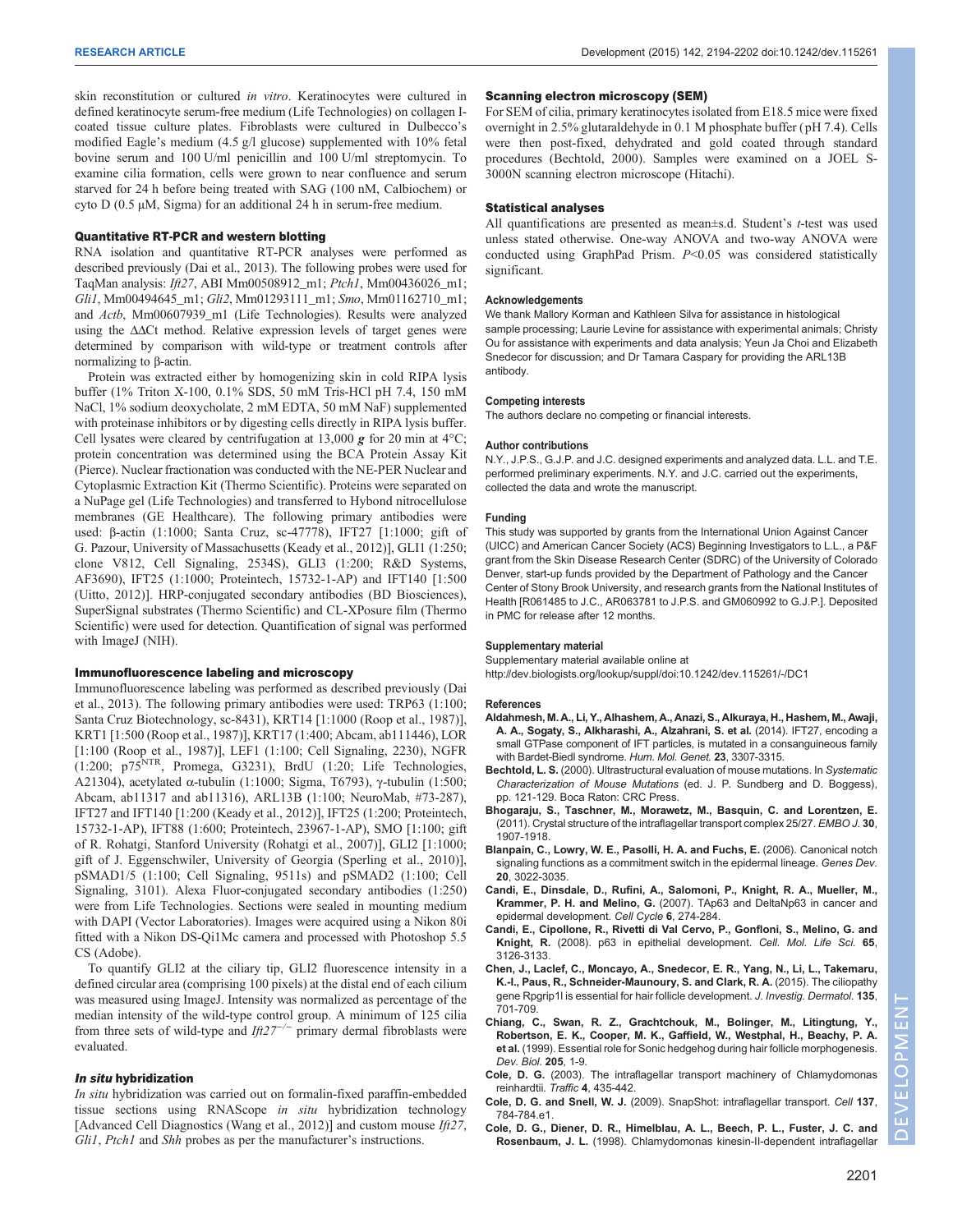skin reconstitution or cultured *in vitro*. Keratinocytes were cultured in defined keratinocyte serum-free medium (Life Technologies) on collagen I-coated tissue culture plates. Fibroblasts were cultured in Dulbecco's modified Eagle's medium (4.5 g/l glucose) supplemented with 10% fetal bovine serum and 100 U/ml penicillin and 100 U/ml streptomycin. To examine cilia formation, cells were grown to near confluence and serum starved for 24 h before being treated with SAG (100 nM, Calbiochem) or cyto D (0.5 μM, Sigma) for an additional 24 h in serum-free medium.

### Quantitative RT-PCR and western blotting

RNA isolation and quantitative RT-PCR analyses were performed as described previously (Dai et al., 2013). The following probes were used for TaqMan analysis: *Ift27*, ABI Mm00508912_m1; *Ptch1*, Mm00436026_m1; *Gli1*, Mm00494645_m1; *Gli2*, Mm01293111_m1; *Smo*, Mm01162710_m1; and *Actb*, Mm00607939_m1 (Life Technologies). Results were analyzed using the ΔΔCt method. Relative expression levels of target genes were determined by comparison with wild-type or treatment controls after normalizing to β-actin.

Protein was extracted either by homogenizing skin in cold RIPA lysis buffer (1% Triton X-100, 0.1% SDS, 50 mM Tris-HCl pH 7.4, 150 mM NaCl, 1% sodium deoxycholate, 2 mM EDTA, 50 mM NaF) supplemented with proteinase inhibitors or by digesting cells directly in RIPA lysis buffer. Cell lysates were cleared by centrifugation at 13,000 ***g*** for 20 min at 4°C; protein concentration was determined using the BCA Protein Assay Kit (Pierce). Nuclear fractionation was conducted with the NE-PER Nuclear and Cytoplasmic Extraction Kit (Thermo Scientific). Proteins were separated on a NuPage gel (Life Technologies) and transferred to Hybond nitrocellulose membranes (GE Healthcare). The following primary antibodies were used: β-actin (1:1000; Santa Cruz, sc-47778), IFT27 [1:1000; gift of G. Pazour, University of Massachusetts (Keady et al., 2012)], GLI1 (1:250; clone V812, Cell Signaling, 2534S), GLI3 (1:200; R&D Systems, AF3690), IFT25 (1:1000; Proteintech, 15732-1-AP) and IFT140 [1:500 (Uitto, 2012)]. HRP-conjugated secondary antibodies (BD Biosciences), SuperSignal substrates (Thermo Scientific) and CL-XPosure film (Thermo Scientific) were used for detection. Quantification of signal was performed with ImageJ (NIH).

### Immunofluorescence labeling and microscopy

Immunofluorescence labeling was performed as described previously (Dai et al., 2013). The following primary antibodies were used: TRP63 (1:100; Santa Cruz Biotechnology, sc-8431), KRT14 [1:1000 (Roop et al., 1987)], KRT1 [1:500 (Roop et al., 1987)], KRT17 (1:400; Abcam, ab111446), LOR [1:100 (Roop et al., 1987)], LEF1 (1:100; Cell Signaling, 2230), NGFR (1:200; $p75^{NTR}$, Promega, G3231), BrdU (1:20; Life Technologies, A21304), acetylated α-tubulin (1:1000; Sigma, T6793), γ-tubulin (1:500; Abcam, ab11317 and ab11316), ARL13B (1:100; NeuroMab, #73-287), IFT27 and IFT140 [1:200 (Keady et al., 2012)], IFT25 (1:200; Proteintech, 15732-1-AP), IFT88 (1:600; Proteintech, 23967-1-AP), SMO [1:100; gift of R. Rohatgi, Stanford University (Rohatgi et al., 2007)], GLI2 [1:1000; gift of J. Eggenschwiler, University of Georgia (Sperling et al., 2010)], pSMAD1/5 (1:100; Cell Signaling, 9511s) and pSMAD2 (1:100; Cell Signaling, 3101). Alexa Fluor-conjugated secondary antibodies (1:250) were from Life Technologies. Sections were sealed in mounting medium with DAPI (Vector Laboratories). Images were acquired using a Nikon 80i fitted with a Nikon DS-Qi1Mc camera and processed with Photoshop 5.5 CS (Adobe).

To quantify GLI2 at the ciliary tip, GLI2 fluorescence intensity in a defined circular area (comprising 100 pixels) at the distal end of each cilium was measured using ImageJ. Intensity was normalized as percentage of the median intensity of the wild-type control group. A minimum of 125 cilia from three sets of wild-type and $Ift27^{-/-}$ primary dermal fibroblasts were evaluated.

### *In situ* hybridization

*In situ* hybridization was carried out on formalin-fixed paraffin-embedded tissue sections using RNAScope *in situ* hybridization technology [Advanced Cell Diagnostics (Wang et al., 2012)] and custom mouse *Ift27*, *Gli1*, *Ptch1* and *Shh* probes as per the manufacturer's instructions.

### Scanning electron microscopy (SEM)

For SEM of cilia, primary keratinocytes isolated from E18.5 mice were fixed overnight in 2.5% glutaraldehyde in 0.1 M phosphate buffer (pH 7.4). Cells were then post-fixed, dehydrated and gold coated through standard procedures (Bechtold, 2000). Samples were examined on a JOEL S-3000N scanning electron microscope (Hitachi).

### Statistical analyses

All quantifications are presented as mean±s.d. Student's *t*-test was used unless stated otherwise. One-way ANOVA and two-way ANOVA were conducted using GraphPad Prism. $P<0.05$ was considered statistically significant.

#### Acknowledgements

We thank Mallory Korman and Kathleen Silva for assistance in histological sample processing; Laurie Levine for assistance with experimental animals; Christy Ou for assistance with experiments and data analysis; Yeun Ja Choi and Elizbeth Snedecor for discussion; and Dr Tamara Caspary for providing the ARL13B antibody.

#### Competing interests

The authors declare no competing or financial interests.

#### Author contributions

N.Y., J.P.S., G.J.P. and J.C. designed experiments and analyzed data. L.L. and T.E. performed preliminary experiments. N.Y. and J.C. carried out the experiments, collected the data and wrote the manuscript.

#### Funding

This study was supported by grants from the International Union Against Cancer (UICC) and American Cancer Society (ACS) Beginning Investigators to L.L., a P&F grant from the Skin Disease Research Center (SDRC) of the University of Colorado Denver, start-up funds provided by the Department of Pathology and the Cancer Center of Stony Brook University, and research grants from the National Institutes of Health [R061485 to J.C., AR063781 to J.P.S. and GM060992 to G.J.P.]. Deposited in PMC for release after 12 months.

#### Supplementary material

Supplementary material available online at http://dev.biologists.org/lookup/suppl/doi:10.1242/dev.115261/-/DC1

#### References

**Aldahmesh, M. A., Li, Y., Alhashem, A., Anazi, S., Alkuraya, H., Hashem, M., Awaji, A. A., Sogaty, S., Alkharashi, A., Alzahrani, S. et al.** (2014). IFT27, encoding a small GTPase component of IFT particles, is mutated in a consanguineous family with Bardet-Biedl syndrome. *Hum. Mol. Genet.* **23**, 3307-3315.

**Bechtold, L. S.** (2000). Ultrastructural evaluation of mouse mutations. In *Systematic Characterization of Mouse Mutations* (ed. J. P. Sundberg and D. Boggess), pp. 121-129. Boca Raton: CRC Press.

**Bhogaraju, S., Taschner, M., Morawetz, M., Basquin, C. and Lorentzen, E.** (2011). Crystal structure of the intraflagellar transport complex 25/27. *EMBO J.* **30**, 1907-1918.

**Blanpain, C., Lowry, W. E., Pasolli, H. A. and Fuchs, E.** (2006). Canonical notch signaling functions as a commitment switch in the epidermal lineage. *Genes Dev.* **20**, 3022-3035.

**Candi, E., Dinsdale, D., Rufini, A., Salomoni, P., Knight, R. A., Mueller, M., Krammer, P. H. and Melino, G.** (2007). TAp63 and DeltaNp63 in cancer and epidermal development. *Cell Cycle* **6**, 274-284.

**Candi, E., Cipollone, R., Rivetti di Val Cervo, P., Gonfloni, S., Melino, G. and Knight, R.** (2008). p63 in epithelial development. *Cell. Mol. Life Sci.* **65**, 3126-3133.

**Chen, J., Laclef, C., Moncayo, A., Snedecor, E. R., Yang, N., Li, L., Takemaru, K.-I., Paus, R., Schneider-Maunoury, S. and Clark, R. A.** (2015). The ciliopathy gene Rpgrip1l is essential for hair follicle development. *J. Investig. Dermatol.* **135**, 701-709.

**Chiang, C., Swan, R. Z., Grachtchouk, M., Bolinger, M., Litingtung, Y., Robertson, E. K., Cooper, M. K., Gaffield, W., Westphal, H., Beachy, P. A. et al.** (1999). Essential role for Sonic hedgehog during hair follicle morphogenesis. *Dev. Biol.* **205**, 1-9.

**Cole, D. G.** (2003). The intraflagellar transport machinery of Chlamydomonas reinhardtii. *Traffic* **4**, 435-442.

**Cole, D. G. and Snell, W. J.** (2009). SnapShot: intraflagellar transport. *Cell* **137**, 784-784.e1.

**Cole, D. G., Diener, D. R., Himelblau, A. L., Beech, P. L., Fuster, J. C. and Rosenbaum, J. L.** (1998). Chlamydomonas kinesin-II-dependent intraflagellar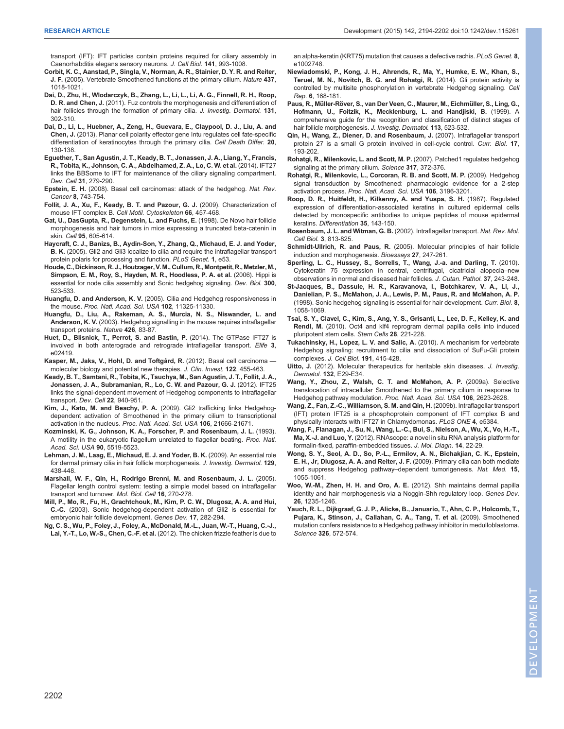transport (IFT): IFT particles contain proteins required for ciliary assembly in Caenorhabditis elegans sensory neurons. *J. Cell Biol.* **141**, 993-1008.

**Corbit, K. C., Aanstad, P., Singla, V., Norman, A. R., Stainier, D. Y. R. and Reiter, J. F.** (2005). Vertebrate Smoothened functions at the primary cilium. *Nature* **437**, 1018-1021.

**Dai, D., Zhu, H., Wlodarczyk, B., Zhang, L., Li, L., Li, A. G., Finnell, R. H., Roop, D. R. and Chen, J.** (2011). Fuz controls the morphogenesis and differentiation of hair follicles through the formation of primary cilia. *J. Investig. Dermatol.* **131**, 302-310.

**Dai, D., Li, L., Huebner, A., Zeng, H., Guevara, E., Claypool, D. J., Liu, A. and Chen, J.** (2013). Planar cell polarity effector gene Intu regulates cell fate-specific differentiation of keratinocytes through the primary cilia. *Cell Death Differ.* **20**, 130-138.

**Eguether, T., San Agustin, J. T., Keady, B. T., Jonassen, J. A., Liang, Y., Francis, R., Tobita, K., Johnson, C. A., Abdelhamed, Z. A., Lo, C. W. et al.** (2014). IFT27 links the BBSome to IFT for maintenance of the ciliary signaling compartment. *Dev. Cell* **31**, 279-290.

**Epstein, E. H.** (2008). Basal cell carcinomas: attack of the hedgehog. *Nat. Rev. Cancer* **8**, 743-754.

**Follit, J. A., Xu, F., Keady, B. T. and Pazour, G. J.** (2009). Characterization of mouse IFT complex B. *Cell Motil. Cytoskeleton* **66**, 457-468.

**Gat, U., DasGupta, R., Degenstein, L. and Fuchs, E.** (1998). De Novo hair follicle morphogenesis and hair tumors in mice expressing a truncated beta-catenin in skin. *Cell* **95**, 605-614.

**Haycraft, C. J., Banizs, B., Aydin-Son, Y., Zhang, Q., Michaud, E. J. and Yoder, B. K.** (2005). Gli2 and Gli3 localize to cilia and require the intraflagellar transport protein polaris for processing and function. *PLoS Genet.* **1**, e53.

**Houde, C., Dickinson, R. J., Houtzager, V. M., Cullum, R., Montpetit, R., Metzler, M., Simpson, E. M., Roy, S., Hayden, M. R., Hoodless, P. A. et al.** (2006). Hippi is essential for node cilia assembly and Sonic hedgehog signaling. *Dev. Biol.* **300**, 523-533.

**Huangfu, D. and Anderson, K. V.** (2005). Cilia and Hedgehog responsiveness in the mouse. *Proc. Natl. Acad. Sci. USA* **102**, 11325-11330.

**Huangfu, D., Liu, A., Rakeman, A. S., Murcia, N. S., Niswander, L. and Anderson, K. V.** (2003). Hedgehog signalling in the mouse requires intraflagellar transport proteins. *Nature* **426**, 83-87.

**Huet, D., Blisnick, T., Perrot, S. and Bastin, P.** (2014). The GTPase IFT27 is involved in both anterograde and retrograde intraflagellar transport. *Elife* **3**, e02419.

**Kasper, M., Jaks, V., Hohl, D. and Toftgård, R.** (2012). Basal cell carcinoma — molecular biology and potential new therapies. *J. Clin. Invest.* **122**, 455-463.

**Keady, B. T., Samtani, R., Tobita, K., Tsuchya, M., San Agustin, J. T., Follit, J. A., Jonassen, J. A., Subramanian, R., Lo, C. W. and Pazour, G. J.** (2012). IFT25 links the signal-dependent movement of Hedgehog components to intraflagellar transport. *Dev. Cell* **22**, 940-951.

**Kim, J., Kato, M. and Beachy, P. A.** (2009). Gli2 trafficking links Hedgehog-dependent activation of Smoothened in the primary cilium to transcriptional activation in the nucleus. *Proc. Natl. Acad. Sci. USA* **106**, 21666-21671.

**Kozminski, K. G., Johnson, K. A., Forscher, P. and Rosenbaum, J. L.** (1993). A motility in the eukaryotic flagellum unrelated to flagellar beating. *Proc. Natl. Acad. Sci. USA* **90**, 5519-5523.

**Lehman, J. M., Laag, E., Michaud, E. J. and Yoder, B. K.** (2009). An essential role for dermal primary cilia in hair follicle morphogenesis. *J. Investig. Dermatol.* **129**, 438-448.

**Marshall, W. F., Qin, H., Rodrigo Brenni, M. and Rosenbaum, J. L.** (2005). Flagellar length control system: testing a simple model based on intraflagellar transport and turnover. *Mol. Biol. Cell* **16**, 270-278.

**Mill, P., Mo, R., Fu, H., Grachtchouk, M., Kim, P. C. W., Dlugosz, A. A. and Hui, C.-C.** (2003). Sonic hedgehog-dependent activation of Gli2 is essential for embryonic hair follicle development. *Genes Dev.* **17**, 282-294.

**Ng, C. S., Wu, P., Foley, J., Foley, A., McDonald, M.-L., Juan, W.-T., Huang, C.-J., Lai, Y.-T., Lo, W.-S., Chen, C.-F. et al.** (2012). The chicken frizzle feather is due to an alpha-keratin (KRT75) mutation that causes a defective rachis. *PLoS Genet.* **8**, e1002748.

**Niewiadomski, P., Kong, J. H., Ahrends, R., Ma, Y., Humke, E. W., Khan, S., Teruel, M. N., Novitch, B. G. and Rohatgi, R.** (2014). Gli protein activity is controlled by multisite phosphorylation in vertebrate Hedgehog signaling. *Cell Rep.* **6**, 168-181.

**Paus, R., Müller-Röver, S., van Der Veen, C., Maurer, M., Eichmüller, S., Ling, G., Hofmann, U., Foitzik, K., Mecklenburg, L. and Handjiski, B.** (1999). A comprehensive guide for the recognition and classification of distinct stages of hair follicle morphogenesis. *J. Investig. Dermatol.* **113**, 523-532.

**Qin, H., Wang, Z., Diener, D. and Rosenbaum, J.** (2007). Intraflagellar transport protein 27 is a small G protein involved in cell-cycle control. *Curr. Biol.* **17**, 193-202.

**Rohatgi, R., Milenkovic, L. and Scott, M. P.** (2007). Patched1 regulates hedgehog signaling at the primary cilium. *Science* **317**, 372-376.

**Rohatgi, R., Milenkovic, L., Corcoran, R. B. and Scott, M. P.** (2009). Hedgehog signal transduction by Smoothened: pharmacologic evidence for a 2-step activation process. *Proc. Natl. Acad. Sci. USA* **106**, 3196-3201.

**Roop, D. R., Huitfeldt, H., Kilkenny, A. and Yuspa, S. H.** (1987). Regulated expression of differentiation-associated keratins in cultured epidermal cells detected by monospecific antibodies to unique peptides of mouse epidermal keratins. *Differentiation* **35**, 143-150.

**Rosenbaum, J. L. and Witman, G. B.** (2002). Intraflagellar transport. *Nat. Rev. Mol. Cell Biol.* **3**, 813-825.

**Schmidt-Ullrich, R. and Paus, R.** (2005). Molecular principles of hair follicle induction and morphogenesis. *Bioessays* **27**, 247-261.

**Sperling, L. C., Hussey, S., Sorrells, T., Wang, J.-a. and Darling, T.** (2010). Cytokeratin 75 expression in central, centrifugal, cicatricial alopecia–new observations in normal and diseased hair follicles. *J. Cutan. Pathol.* **37**, 243-248.

**St-Jacques, B., Dassule, H. R., Karavanova, I., Botchkarev, V. A., Li, J., Danielian, P. S., McMahon, J. A., Lewis, P. M., Paus, R. and McMahon, A. P.** (1998). Sonic hedgehog signaling is essential for hair development. *Curr. Biol.* **8**, 1058-1069.

**Tsai, S. Y., Clavel, C., Kim, S., Ang, Y. S., Grisanti, L., Lee, D. F., Kelley, K. and Rendl, M.** (2010). Oct4 and klf4 reprogram dermal papilla cells into induced pluripotent stem cells. *Stem Cells* **28**, 221-228.

**Tukachinsky, H., Lopez, L. V. and Salic, A.** (2010). A mechanism for vertebrate Hedgehog signaling: recruitment to cilia and dissociation of SuFu-Gli protein complexes. *J. Cell Biol.* **191**, 415-428.

**Uitto, J.** (2012). Molecular therapeutics for heritable skin diseases. *J. Investig. Dermatol.* **132**, E29-E34.

**Wang, Y., Zhou, Z., Walsh, C. T. and McMahon, A. P.** (2009a). Selective translocation of intracellular Smoothened to the primary cilium in response to Hedgehog pathway modulation. *Proc. Natl. Acad. Sci. USA* **106**, 2623-2628.

**Wang, Z., Fan, Z.-C., Williamson, S. M. and Qin, H.** (2009b). Intraflagellar transport (IFT) protein IFT25 is a phosphoprotein component of IFT complex B and physically interacts with IFT27 in Chlamydomonas. *PLoS ONE* **4**, e5384.

**Wang, F., Flanagan, J., Su, N., Wang, L.-C., Bui, S., Nielson, A., Wu, X., Vo, H.-T., Ma, X.-J. and Luo, Y.** (2012). RNAscope: a novel in situ RNA analysis platform for formalin-fixed, paraffin-embedded tissues. *J. Mol. Diagn.* **14**, 22-29.

**Wong, S. Y., Seol, A. D., So, P.-L., Ermilov, A. N., Bichakjian, C. K., Epstein, E. H., Jr, Dlugosz, A. A. and Reiter, J. F.** (2009). Primary cilia can both mediate and suppress Hedgehog pathway–dependent tumorigenesis. *Nat. Med.* **15**, 1055-1061.

**Woo, W.-M., Zhen, H. H. and Oro, A. E.** (2012). Shh maintains dermal papilla identity and hair morphogenesis via a Noggin-Shh regulatory loop. *Genes Dev.* **26**, 1235-1246.

**Yauch, R. L., Dijkgraaf, G. J. P., Alicke, B., Januario, T., Ahn, C. P., Holcomb, T., Pujara, K., Stinson, J., Callahan, C. A., Tang, T. et al.** (2009). Smoothened mutation confers resistance to a Hedgehog pathway inhibitor in medulloblastoma. *Science* **326**, 572-574.